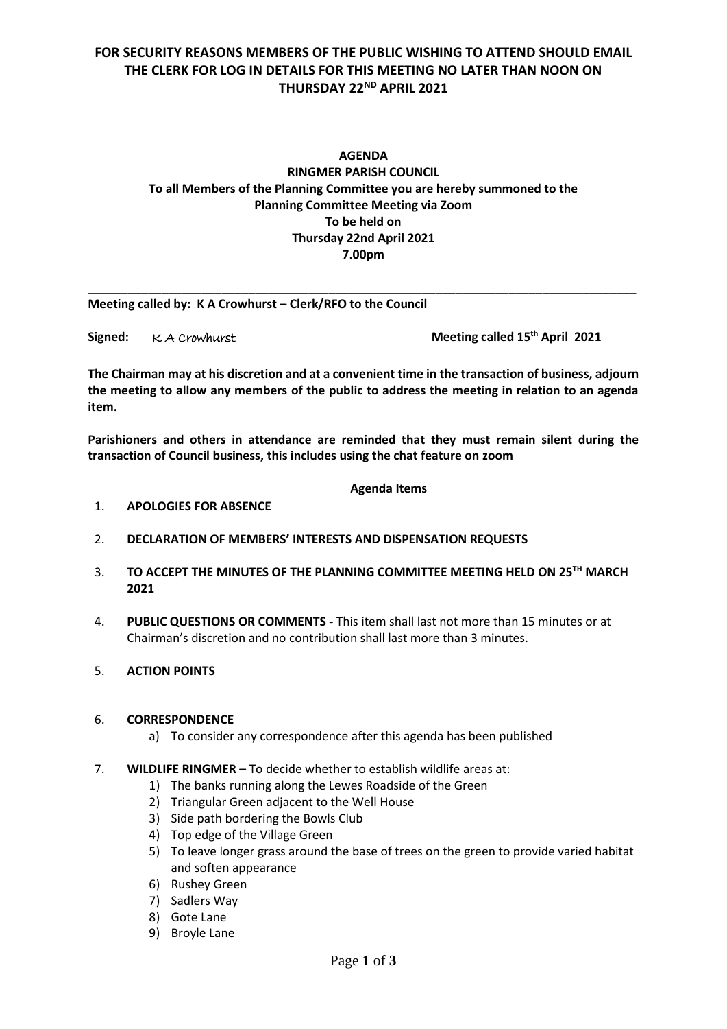**FOR SECURITY REASONS MEMBERS OF THE PUBLIC WISHING TO ATTEND SHOULD EMAIL THE CLERK FOR LOG IN DETAILS FOR THIS MEETING NO LATER THAN NOON ON THURSDAY 22[ND] APRIL 2021**

**AGENDA**
**RINGMER PARISH COUNCIL**
**To all Members of the Planning Committee you are hereby summoned to the Planning Committee Meeting via Zoom**
**To be held on**
**Thursday 22nd April 2021**
**7.00pm**

---

**Meeting called by: K A Crowhurst – Clerk/RFO to the Council**

**Signed:** K A Crowhurst **Meeting called 15[th] April 2021**

**The Chairman may at his discretion and at a convenient time in the transaction of business, adjourn the meeting to allow any members of the public to address the meeting in relation to an agenda item.**

**Parishioners and others in attendance are reminded that they must remain silent during the transaction of Council business, this includes using the chat feature on zoom**

**Agenda Items**

1. **APOLOGIES FOR ABSENCE**

2. **DECLARATION OF MEMBERS' INTERESTS AND DISPENSATION REQUESTS**

3. **TO ACCEPT THE MINUTES OF THE PLANNING COMMITTEE MEETING HELD ON 25[TH] MARCH 2021**

4. **PUBLIC QUESTIONS OR COMMENTS -** This item shall last not more than 15 minutes or at Chairman's discretion and no contribution shall last more than 3 minutes.

5. **ACTION POINTS**

6. **CORRESPONDENCE**
   a) To consider any correspondence after this agenda has been published

7. **WILDLIFE RINGMER –** To decide whether to establish wildlife areas at:
   1) The banks running along the Lewes Roadside of the Green
   2) Triangular Green adjacent to the Well House
   3) Side path bordering the Bowls Club
   4) Top edge of the Village Green
   5) To leave longer grass around the base of trees on the green to provide varied habitat and soften appearance
   6) Rushey Green
   7) Sadlers Way
   8) Gote Lane
   9) Broyle Lane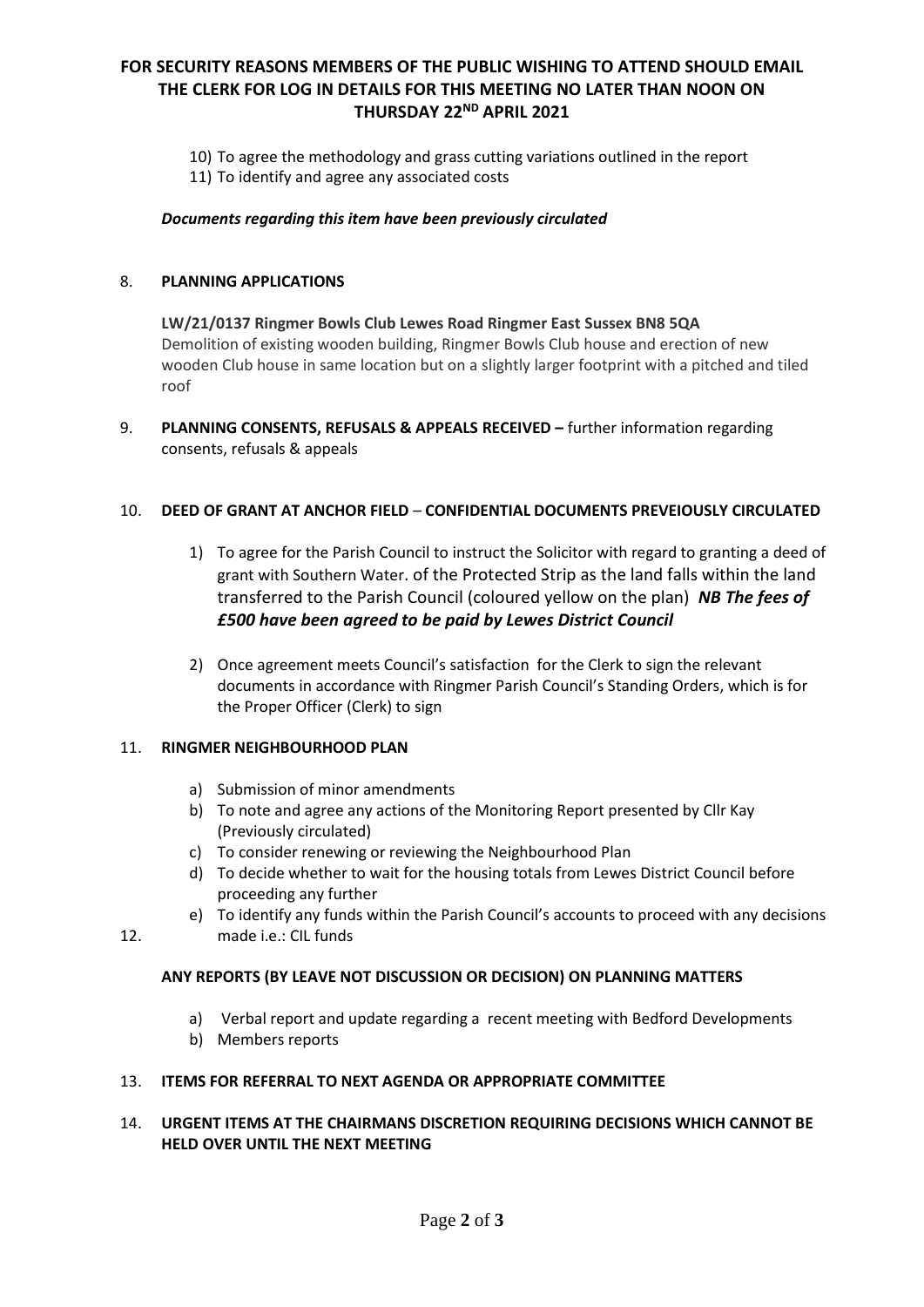**FOR SECURITY REASONS MEMBERS OF THE PUBLIC WISHING TO ATTEND SHOULD EMAIL THE CLERK FOR LOG IN DETAILS FOR THIS MEETING NO LATER THAN NOON ON THURSDAY 22ND APRIL 2021**

10) To agree the methodology and grass cutting variations outlined in the report
11) To identify and agree any associated costs

***Documents regarding this item have been previously circulated***

8. **PLANNING APPLICATIONS**

   **LW/21/0137 Ringmer Bowls Club Lewes Road Ringmer East Sussex BN8 5QA**
   Demolition of existing wooden building, Ringmer Bowls Club house and erection of new wooden Club house in same location but on a slightly larger footprint with a pitched and tiled roof

9. **PLANNING CONSENTS, REFUSALS & APPEALS RECEIVED –** further information regarding consents, refusals & appeals

10. **DEED OF GRANT AT ANCHOR FIELD** – **CONFIDENTIAL DOCUMENTS PREVEIOUSLY CIRCULATED**

    1) To agree for the Parish Council to instruct the Solicitor with regard to granting a deed of grant with Southern Water. of the Protected Strip as the land falls within the land transferred to the Parish Council (coloured yellow on the plan) ***NB The fees of £500 have been agreed to be paid by Lewes District Council***

    2) Once agreement meets Council's satisfaction for the Clerk to sign the relevant documents in accordance with Ringmer Parish Council's Standing Orders, which is for the Proper Officer (Clerk) to sign

11. **RINGMER NEIGHBOURHOOD PLAN**

    a) Submission of minor amendments
    b) To note and agree any actions of the Monitoring Report presented by Cllr Kay (Previously circulated)
    c) To consider renewing or reviewing the Neighbourhood Plan
    d) To decide whether to wait for the housing totals from Lewes District Council before proceeding any further
    e) To identify any funds within the Parish Council's accounts to proceed with any decisions made i.e.: CIL funds

12. **ANY REPORTS (BY LEAVE NOT DISCUSSION OR DECISION) ON PLANNING MATTERS**

    a) Verbal report and update regarding a recent meeting with Bedford Developments
    b) Members reports

13. **ITEMS FOR REFERRAL TO NEXT AGENDA OR APPROPRIATE COMMITTEE**

14. **URGENT ITEMS AT THE CHAIRMANS DISCRETION REQUIRING DECISIONS WHICH CANNOT BE HELD OVER UNTIL THE NEXT MEETING**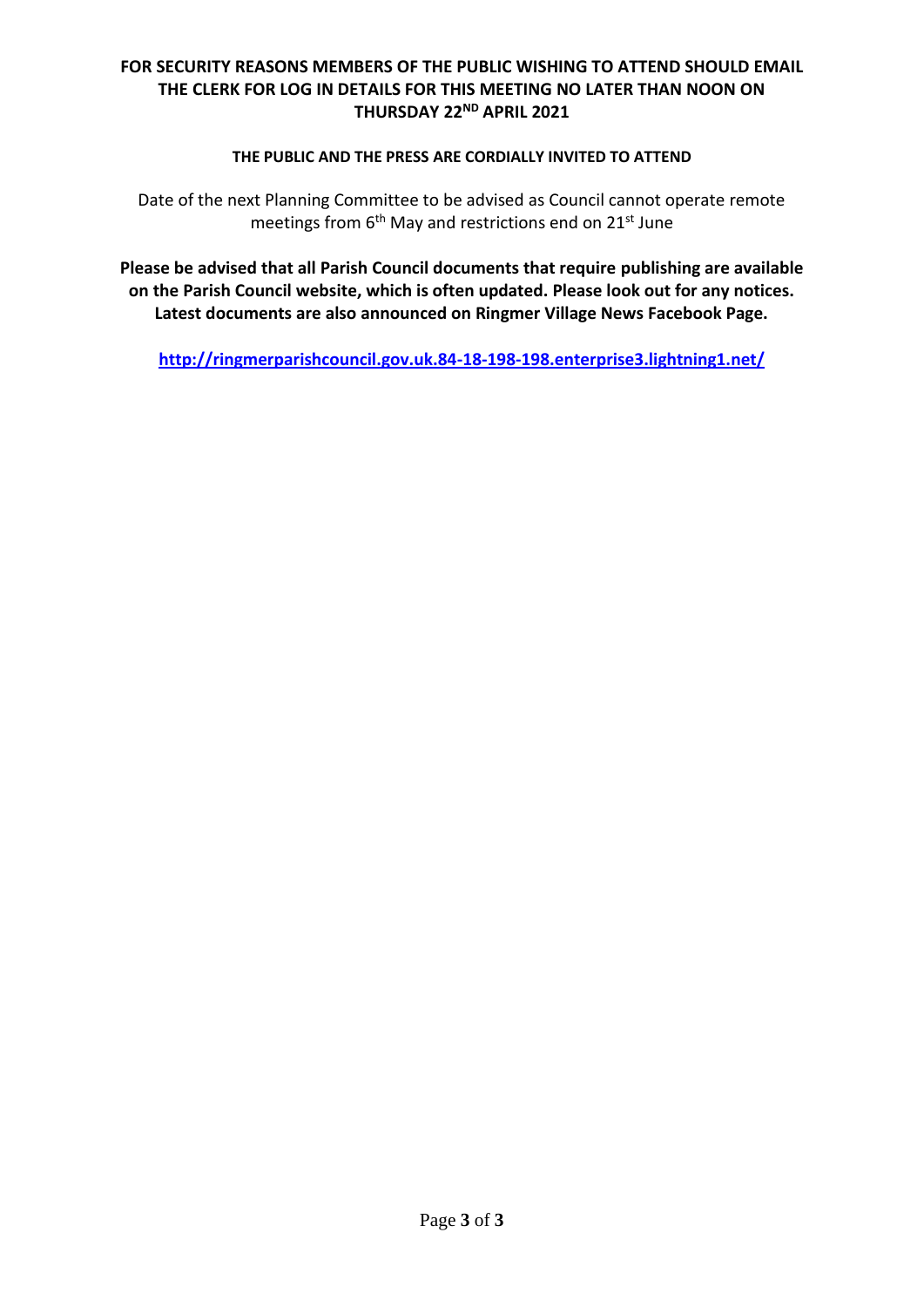**FOR SECURITY REASONS MEMBERS OF THE PUBLIC WISHING TO ATTEND SHOULD EMAIL THE CLERK FOR LOG IN DETAILS FOR THIS MEETING NO LATER THAN NOON ON THURSDAY 22ND APRIL 2021**

**THE PUBLIC AND THE PRESS ARE CORDIALLY INVITED TO ATTEND**

Date of the next Planning Committee to be advised as Council cannot operate remote meetings from 6th May and restrictions end on 21st June

**Please be advised that all Parish Council documents that require publishing are available on the Parish Council website, which is often updated. Please look out for any notices. Latest documents are also announced on Ringmer Village News Facebook Page.**

**http://ringmerparishcouncil.gov.uk.84-18-198-198.enterprise3.lightning1.net/**